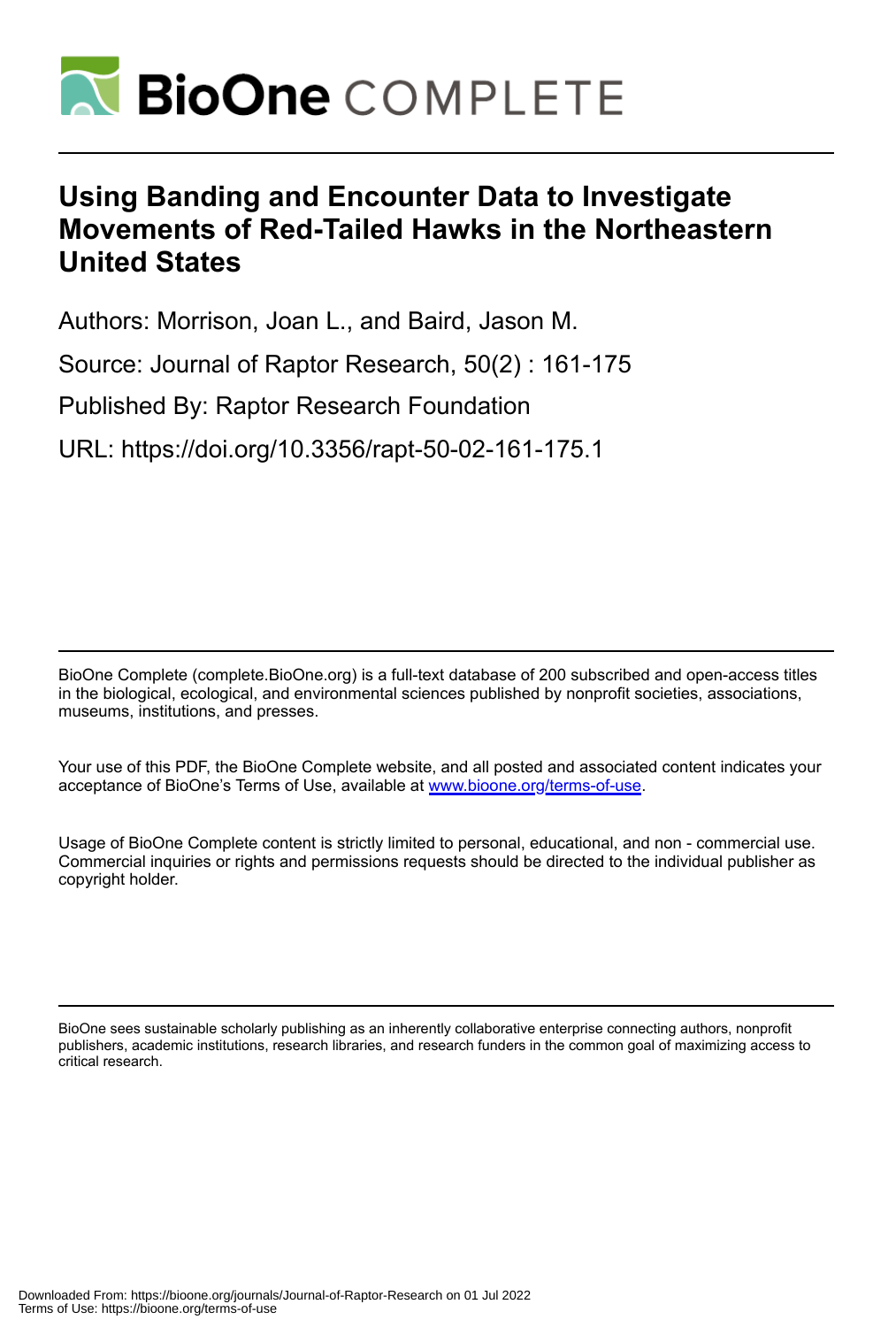# BioOne COMPLETE

## Using Banding and Encounter Data to Investigate Movements of Red-Tailed Hawks in the Northeastern United States

Authors: Morrison, Joan L., and Baird, Jason M.

Source: Journal of Raptor Research, 50(2) : 161-175

Published By: Raptor Research Foundation

URL: https://doi.org/10.3356/rapt-50-02-161-175.1

BioOne Complete (complete.BioOne.org) is a full-text database of 200 subscribed and open-access titles in the biological, ecological, and environmental sciences published by nonprofit societies, associations, museums, institutions, and presses.

Your use of this PDF, the BioOne Complete website, and all posted and associated content indicates your acceptance of BioOne's Terms of Use, available at www.bioone.org/terms-of-use.

Usage of BioOne Complete content is strictly limited to personal, educational, and non - commercial use. Commercial inquiries or rights and permissions requests should be directed to the individual publisher as copyright holder.

BioOne sees sustainable scholarly publishing as an inherently collaborative enterprise connecting authors, nonprofit publishers, academic institutions, research libraries, and research funders in the common goal of maximizing access to critical research.

Downloaded From: https://bioone.org/journals/Journal-of-Raptor-Research on 01 Jul 2022
Terms of Use: https://bioone.org/terms-of-use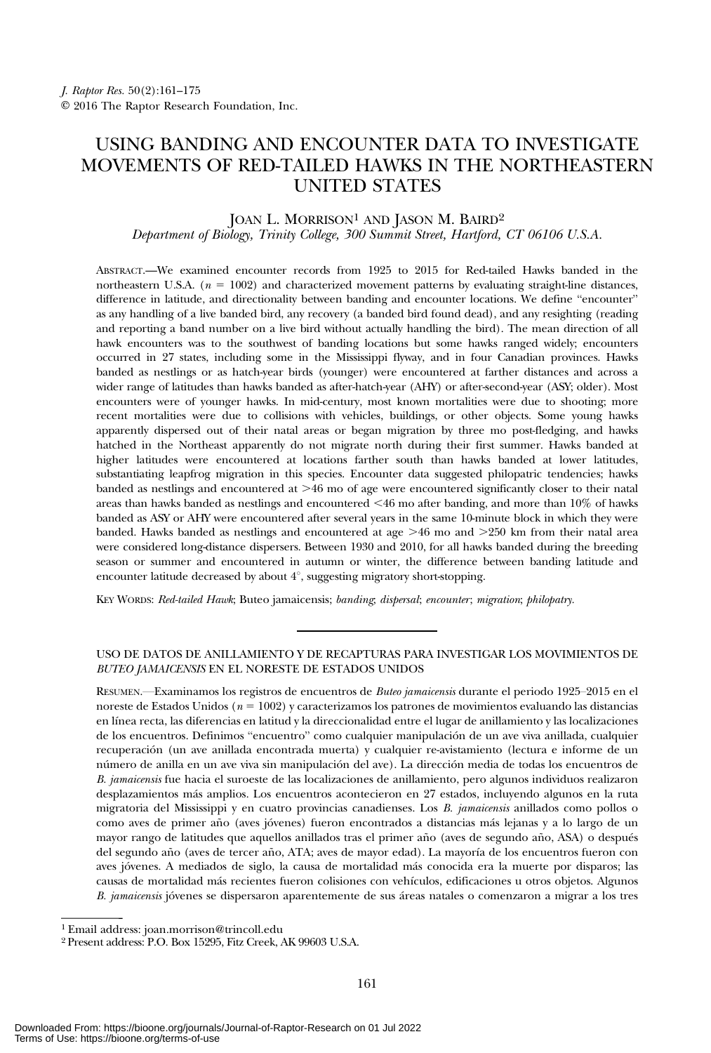*J. Raptor Res.* 50(2):161–175
© 2016 The Raptor Research Foundation, Inc.

# USING BANDING AND ENCOUNTER DATA TO INVESTIGATE MOVEMENTS OF RED-TAILED HAWKS IN THE NORTHEASTERN UNITED STATES

JOAN L. MORRISON[1] AND JASON M. BAIRD[2]

*Department of Biology, Trinity College, 300 Summit Street, Hartford, CT 06106 U.S.A.*

ABSTRACT.—We examined encounter records from 1925 to 2015 for Red-tailed Hawks banded in the northeastern U.S.A. ($n = 1002$) and characterized movement patterns by evaluating straight-line distances, difference in latitude, and directionality between banding and encounter locations. We define "encounter" as any handling of a live banded bird, any recovery (a banded bird found dead), and any resighting (reading and reporting a band number on a live bird without actually handling the bird). The mean direction of all hawk encounters was to the southwest of banding locations but some hawks ranged widely; encounters occurred in 27 states, including some in the Mississippi flyway, and in four Canadian provinces. Hawks banded as nestlings or as hatch-year birds (younger) were encountered at farther distances and across a wider range of latitudes than hawks banded as after-hatch-year (AHY) or after-second-year (ASY; older). Most encounters were of younger hawks. In mid-century, most known mortalities were due to shooting; more recent mortalities were due to collisions with vehicles, buildings, or other objects. Some young hawks apparently dispersed out of their natal areas or began migration by three mo post-fledging, and hawks hatched in the Northeast apparently do not migrate north during their first summer. Hawks banded at higher latitudes were encountered at locations farther south than hawks banded at lower latitudes, substantiating leapfrog migration in this species. Encounter data suggested philopatric tendencies; hawks banded as nestlings and encountered at >46 mo of age were encountered significantly closer to their natal areas than hawks banded as nestlings and encountered <46 mo after banding, and more than 10% of hawks banded as ASY or AHY were encountered after several years in the same 10-minute block in which they were banded. Hawks banded as nestlings and encountered at age >46 mo and >250 km from their natal area were considered long-distance dispersers. Between 1930 and 2010, for all hawks banded during the breeding season or summer and encountered in autumn or winter, the difference between banding latitude and encounter latitude decreased by about 4°, suggesting migratory short-stopping.

KEY WORDS: *Red-tailed Hawk*; Buteo jamaicensis; *banding*; *dispersal*; *encounter*; *migration*; *philopatry*.

---

USO DE DATOS DE ANILLAMIENTO Y DE RECAPTURAS PARA INVESTIGAR LOS MOVIMIENTOS DE *BUTEO JAMAICENSIS* EN EL NORESTE DE ESTADOS UNIDOS

RESUMEN.—Examinamos los registros de encuentros de *Buteo jamaicensis* durante el periodo 1925–2015 en el noreste de Estados Unidos ($n = 1002$) y caracterizamos los patrones de movimientos evaluando las distancias en línea recta, las diferencias en latitud y la direccionalidad entre el lugar de anillamiento y las localizaciones de los encuentros. Definimos "encuentro" como cualquier manipulación de un ave viva anillada, cualquier recuperación (un ave anillada encontrada muerta) y cualquier re-avistamiento (lectura e informe de un número de anilla en un ave viva sin manipulación del ave). La dirección media de todas los encuentros de *B. jamaicensis* fue hacia el suroeste de las localizaciones de anillamiento, pero algunos individuos realizaron desplazamientos más amplios. Los encuentros acontecieron en 27 estados, incluyendo algunos en la ruta migratoria del Mississippi y en cuatro provincias canadienses. Los *B. jamaicensis* anillados como pollos o como aves de primer año (aves jóvenes) fueron encontrados a distancias más lejanas y a lo largo de un mayor rango de latitudes que aquellos anillados tras el primer año (aves de segundo año, ASA) o después del segundo año (aves de tercer año, ATA; aves de mayor edad). La mayoría de los encuentros fueron con aves jóvenes. A mediados de siglo, la causa de mortalidad más conocida era la muerte por disparos; las causas de mortalidad más recientes fueron colisiones con vehículos, edificaciones u otros objetos. Algunos *B. jamaicensis* jóvenes se dispersaron aparentemente de sus áreas natales o comenzaron a migrar a los tres

---

[1] Email address: joan.morrison@trincoll.edu

[2] Present address: P.O. Box 15295, Fitz Creek, AK 99603 U.S.A.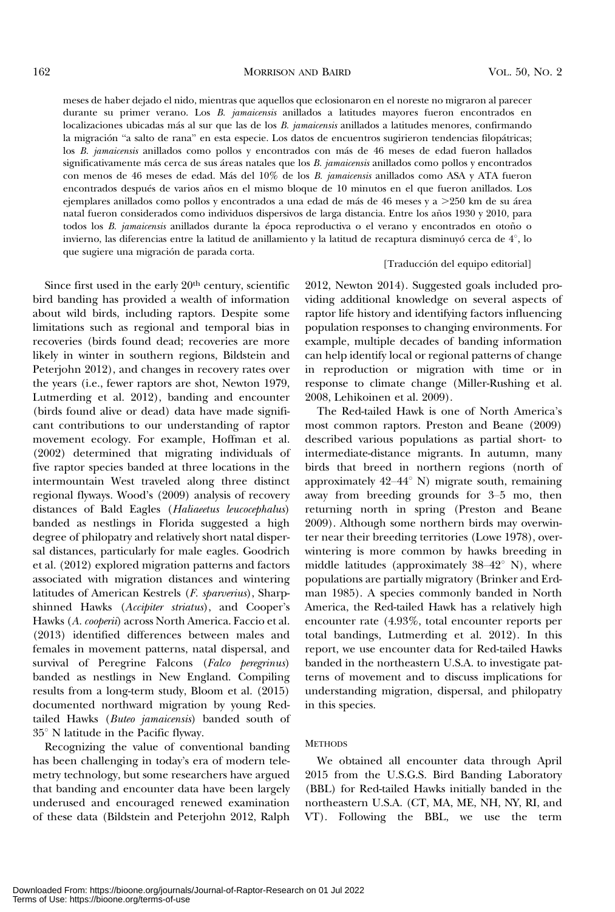meses de haber dejado el nido, mientras que aquellos que eclosionaron en el noreste no migraron al parecer durante su primer verano. Los *B. jamaicensis* anillados a latitudes mayores fueron encontrados en localizaciones ubicadas más al sur que las de los *B. jamaicensis* anillados a latitudes menores, confirmando la migración "a salto de rana" en esta especie. Los datos de encuentros sugirieron tendencias filopátricas; los *B. jamaicensis* anillados como pollos y encontrados con más de 46 meses de edad fueron hallados significativamente más cerca de sus áreas natales que los *B. jamaicensis* anillados como pollos y encontrados con menos de 46 meses de edad. Más del 10% de los *B. jamaicensis* anillados como ASA y ATA fueron encontrados después de varios años en el mismo bloque de 10 minutos en el que fueron anillados. Los ejemplares anillados como pollos y encontrados a una edad de más de 46 meses y a >250 km de su área natal fueron considerados como individuos dispersivos de larga distancia. Entre los años 1930 y 2010, para todos los *B. jamaicensis* anillados durante la época reproductiva o el verano y encontrados en otoño o invierno, las diferencias entre la latitud de anillamiento y la latitud de recaptura disminuyó cerca de 4°, lo que sugiere una migración de parada corta.

[Traducción del equipo editorial]

Since first used in the early 20th century, scientific bird banding has provided a wealth of information about wild birds, including raptors. Despite some limitations such as regional and temporal bias in recoveries (birds found dead; recoveries are more likely in winter in southern regions, Bildstein and Peterjohn 2012), and changes in recovery rates over the years (i.e., fewer raptors are shot, Newton 1979, Lutmerding et al. 2012), banding and encounter (birds found alive or dead) data have made significant contributions to our understanding of raptor movement ecology. For example, Hoffman et al. (2002) determined that migrating individuals of five raptor species banded at three locations in the intermountain West traveled along three distinct regional flyways. Wood's (2009) analysis of recovery distances of Bald Eagles (*Haliaeetus leucocephalus*) banded as nestlings in Florida suggested a high degree of philopatry and relatively short natal dispersal distances, particularly for male eagles. Goodrich et al. (2012) explored migration patterns and factors associated with migration distances and wintering latitudes of American Kestrels (*F. sparverius*), Sharp-shinned Hawks (*Accipiter striatus*), and Cooper's Hawks (*A. cooperii*) across North America. Faccio et al. (2013) identified differences between males and females in movement patterns, natal dispersal, and survival of Peregrine Falcons (*Falco peregrinus*) banded as nestlings in New England. Compiling results from a long-term study, Bloom et al. (2015) documented northward migration by young Red-tailed Hawks (*Buteo jamaicensis*) banded south of 35° N latitude in the Pacific flyway.

Recognizing the value of conventional banding has been challenging in today's era of modern telemetry technology, but some researchers have argued that banding and encounter data have been largely underused and encouraged renewed examination of these data (Bildstein and Peterjohn 2012, Ralph 2012, Newton 2014). Suggested goals included providing additional knowledge on several aspects of raptor life history and identifying factors influencing population responses to changing environments. For example, multiple decades of banding information can help identify local or regional patterns of change in reproduction or migration with time or in response to climate change (Miller-Rushing et al. 2008, Lehikoinen et al. 2009).

The Red-tailed Hawk is one of North America's most common raptors. Preston and Beane (2009) described various populations as partial short- to intermediate-distance migrants. In autumn, many birds that breed in northern regions (north of approximately 42–44° N) migrate south, remaining away from breeding grounds for 3–5 mo, then returning north in spring (Preston and Beane 2009). Although some northern birds may overwinter near their breeding territories (Lowe 1978), overwintering is more common by hawks breeding in middle latitudes (approximately 38–42° N), where populations are partially migratory (Brinker and Erdman 1985). A species commonly banded in North America, the Red-tailed Hawk has a relatively high encounter rate (4.93%, total encounter reports per total bandings, Lutmerding et al. 2012). In this report, we use encounter data for Red-tailed Hawks banded in the northeastern U.S.A. to investigate patterns of movement and to discuss implications for understanding migration, dispersal, and philopatry in this species.

## Methods

We obtained all encounter data through April 2015 from the U.S.G.S. Bird Banding Laboratory (BBL) for Red-tailed Hawks initially banded in the northeastern U.S.A. (CT, MA, ME, NH, NY, RI, and VT). Following the BBL, we use the term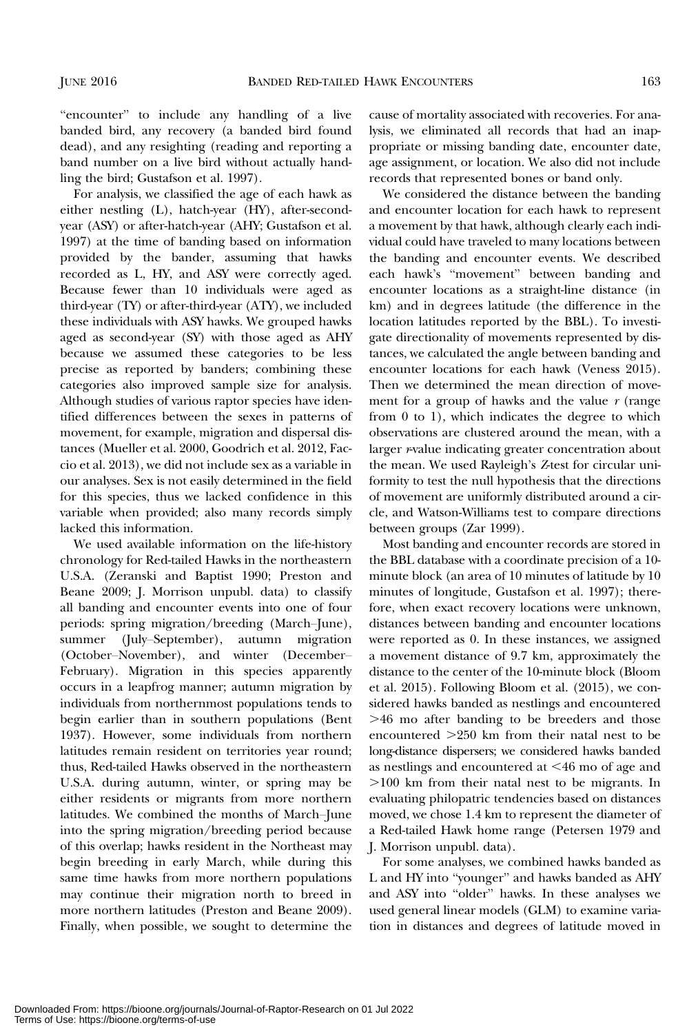"encounter" to include any handling of a live banded bird, any recovery (a banded bird found dead), and any resighting (reading and reporting a band number on a live bird without actually handling the bird; Gustafson et al. 1997).

For analysis, we classified the age of each hawk as either nestling (L), hatch-year (HY), after-second-year (ASY) or after-hatch-year (AHY; Gustafson et al. 1997) at the time of banding based on information provided by the bander, assuming that hawks recorded as L, HY, and ASY were correctly aged. Because fewer than 10 individuals were aged as third-year (TY) or after-third-year (ATY), we included these individuals with ASY hawks. We grouped hawks aged as second-year (SY) with those aged as AHY because we assumed these categories to be less precise as reported by banders; combining these categories also improved sample size for analysis. Although studies of various raptor species have identified differences between the sexes in patterns of movement, for example, migration and dispersal distances (Mueller et al. 2000, Goodrich et al. 2012, Faccio et al. 2013), we did not include sex as a variable in our analyses. Sex is not easily determined in the field for this species, thus we lacked confidence in this variable when provided; also many records simply lacked this information.

We used available information on the life-history chronology for Red-tailed Hawks in the northeastern U.S.A. (Zeranski and Baptist 1990; Preston and Beane 2009; J. Morrison unpubl. data) to classify all banding and encounter events into one of four periods: spring migration/breeding (March–June), summer (July–September), autumn migration (October–November), and winter (December–February). Migration in this species apparently occurs in a leapfrog manner; autumn migration by individuals from northernmost populations tends to begin earlier than in southern populations (Bent 1937). However, some individuals from northern latitudes remain resident on territories year round; thus, Red-tailed Hawks observed in the northeastern U.S.A. during autumn, winter, or spring may be either residents or migrants from more northern latitudes. We combined the months of March–June into the spring migration/breeding period because of this overlap; hawks resident in the Northeast may begin breeding in early March, while during this same time hawks from more northern populations may continue their migration north to breed in more northern latitudes (Preston and Beane 2009). Finally, when possible, we sought to determine the cause of mortality associated with recoveries. For analysis, we eliminated all records that had an inappropriate or missing banding date, encounter date, age assignment, or location. We also did not include records that represented bones or band only.

We considered the distance between the banding and encounter location for each hawk to represent a movement by that hawk, although clearly each individual could have traveled to many locations between the banding and encounter events. We described each hawk's "movement" between banding and encounter locations as a straight-line distance (in km) and in degrees latitude (the difference in the location latitudes reported by the BBL). To investigate directionality of movements represented by distances, we calculated the angle between banding and encounter locations for each hawk (Veness 2015). Then we determined the mean direction of movement for a group of hawks and the value $r$ (range from 0 to 1), which indicates the degree to which observations are clustered around the mean, with a larger $r$-value indicating greater concentration about the mean. We used Rayleigh's $Z$-test for circular uniformity to test the null hypothesis that the directions of movement are uniformly distributed around a circle, and Watson-Williams test to compare directions between groups (Zar 1999).

Most banding and encounter records are stored in the BBL database with a coordinate precision of a 10-minute block (an area of 10 minutes of latitude by 10 minutes of longitude, Gustafson et al. 1997); therefore, when exact recovery locations were unknown, distances between banding and encounter locations were reported as 0. In these instances, we assigned a movement distance of 9.7 km, approximately the distance to the center of the 10-minute block (Bloom et al. 2015). Following Bloom et al. (2015), we considered hawks banded as nestlings and encountered >46 mo after banding to be breeders and those encountered >250 km from their natal nest to be long-distance dispersers; we considered hawks banded as nestlings and encountered at <46 mo of age and >100 km from their natal nest to be migrants. In evaluating philopatric tendencies based on distances moved, we chose 1.4 km to represent the diameter of a Red-tailed Hawk home range (Petersen 1979 and J. Morrison unpubl. data).

For some analyses, we combined hawks banded as L and HY into "younger" and hawks banded as AHY and ASY into "older" hawks. In these analyses we used general linear models (GLM) to examine variation in distances and degrees of latitude moved in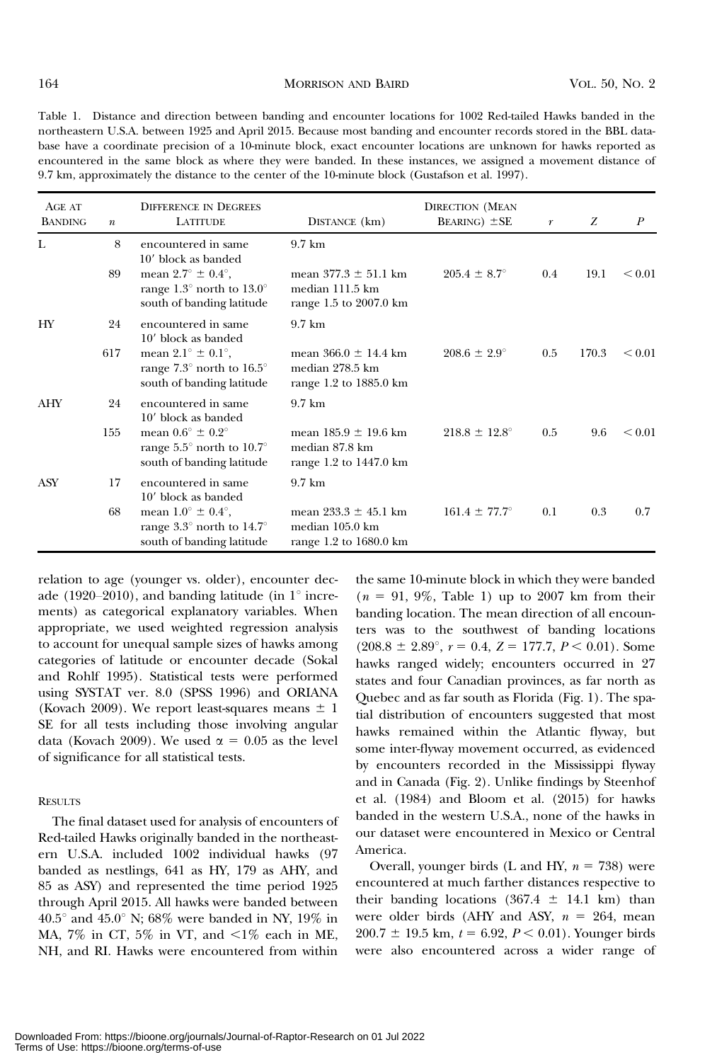Table 1. Distance and direction between banding and encounter locations for 1002 Red-tailed Hawks banded in the northeastern U.S.A. between 1925 and April 2015. Because most banding and encounter records stored in the BBL database have a coordinate precision of a 10-minute block, exact encounter locations are unknown for hawks reported as encountered in the same block as where they were banded. In these instances, we assigned a movement distance of 9.7 km, approximately the distance to the center of the 10-minute block (Gustafson et al. 1997).

| Age at Banding | $n$ | Difference in Degrees Latitude | Distance (km) | Direction (Mean Bearing) ±SE | $r$ | $Z$ | $P$ |
|---|---|---|---|---|---|---|---|
| L | 8 | encountered in same 10′ block as banded | 9.7 km | | | | |
| | 89 | mean 2.7° ± 0.4°, range 1.3° north to 13.0° south of banding latitude | mean 377.3 ± 51.1 km median 111.5 km range 1.5 to 2007.0 km | 205.4 ± 8.7° | 0.4 | 19.1 | < 0.01 |
| HY | 24 | encountered in same 10′ block as banded | 9.7 km | | | | |
| | 617 | mean 2.1° ± 0.1°, range 7.3° north to 16.5° south of banding latitude | mean 366.0 ± 14.4 km median 278.5 km range 1.2 to 1885.0 km | 208.6 ± 2.9° | 0.5 | 170.3 | < 0.01 |
| AHY | 24 | encountered in same 10′ block as banded | 9.7 km | | | | |
| | 155 | mean 0.6° ± 0.2° range 5.5° north to 10.7° south of banding latitude | mean 185.9 ± 19.6 km median 87.8 km range 1.2 to 1447.0 km | 218.8 ± 12.8° | 0.5 | 9.6 | < 0.01 |
| ASY | 17 | encountered in same 10′ block as banded | 9.7 km | | | | |
| | 68 | mean 1.0° ± 0.4°, range 3.3° north to 14.7° south of banding latitude | mean 233.3 ± 45.1 km median 105.0 km range 1.2 to 1680.0 km | 161.4 ± 77.7° | 0.1 | 0.3 | 0.7 |

relation to age (younger vs. older), encounter decade (1920–2010), and banding latitude (in 1° increments) as categorical explanatory variables. When appropriate, we used weighted regression analysis to account for unequal sample sizes of hawks among categories of latitude or encounter decade (Sokal and Rohlf 1995). Statistical tests were performed using SYSTAT ver. 8.0 (SPSS 1996) and ORIANA (Kovach 2009). We report least-squares means ± 1 SE for all tests including those involving angular data (Kovach 2009). We used $\alpha = 0.05$ as the level of significance for all statistical tests.

## Results

The final dataset used for analysis of encounters of Red-tailed Hawks originally banded in the northeastern U.S.A. included 1002 individual hawks (97 banded as nestlings, 641 as HY, 179 as AHY, and 85 as ASY) and represented the time period 1925 through April 2015. All hawks were banded between 40.5° and 45.0° N; 68% were banded in NY, 19% in MA, 7% in CT, 5% in VT, and <1% each in ME, NH, and RI. Hawks were encountered from within the same 10-minute block in which they were banded ($n = 91$, 9%, Table 1) up to 2007 km from their banding location. The mean direction of all encounters was to the southwest of banding locations (208.8 ± 2.89°, $r = 0.4$, $Z = 177.7$, $P < 0.01$). Some hawks ranged widely; encounters occurred in 27 states and four Canadian provinces, as far north as Quebec and as far south as Florida (Fig. 1). The spatial distribution of encounters suggested that most hawks remained within the Atlantic flyway, but some inter-flyway movement occurred, as evidenced by encounters recorded in the Mississippi flyway and in Canada (Fig. 2). Unlike findings by Steenhof et al. (1984) and Bloom et al. (2015) for hawks banded in the western U.S.A., none of the hawks in our dataset were encountered in Mexico or Central America.

Overall, younger birds (L and HY, $n = 738$) were encountered at much farther distances respective to their banding locations (367.4 ± 14.1 km) than were older birds (AHY and ASY, $n = 264$, mean 200.7 ± 19.5 km, $t = 6.92$, $P < 0.01$). Younger birds were also encountered across a wider range of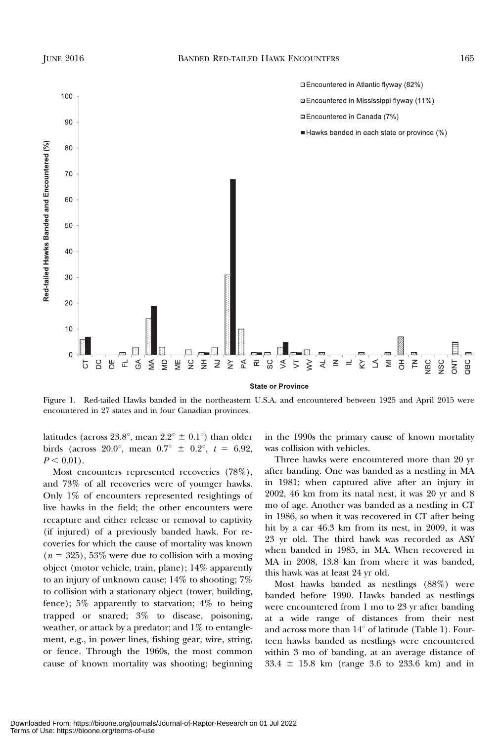Figure 1. Red-tailed Hawks banded in the northeastern U.S.A. and encountered between 1925 and April 2015 were encountered in 27 states and in four Canadian provinces.

latitudes (across 23.8°, mean 2.2° ± 0.1°) than older birds (across 20.0°, mean 0.7° ± 0.2°, $t = 6.92$, $P < 0.01$).

Most encounters represented recoveries (78%), and 73% of all recoveries were of younger hawks. Only 1% of encounters represented resightings of live hawks in the field; the other encounters were recapture and either release or removal to captivity (if injured) of a previously banded hawk. For recoveries for which the cause of mortality was known ($n = 325$), 53% were due to collision with a moving object (motor vehicle, train, plane); 14% apparently to an injury of unknown cause; 14% to shooting; 7% to collision with a stationary object (tower, building, fence); 5% apparently to starvation; 4% to being trapped or snared; 3% to disease, poisoning, weather, or attack by a predator; and 1% to entanglement, e.g., in power lines, fishing gear, wire, string, or fence. Through the 1960s, the most common cause of known mortality was shooting; beginning in the 1990s the primary cause of known mortality was collision with vehicles.

Three hawks were encountered more than 20 yr after banding. One was banded as a nestling in MA in 1981; when captured alive after an injury in 2002, 46 km from its natal nest, it was 20 yr and 8 mo of age. Another was banded as a nestling in CT in 1986, so when it was recovered in CT after being hit by a car 46.3 km from its nest, in 2009, it was 23 yr old. The third hawk was recorded as ASY when banded in 1985, in MA. When recovered in MA in 2008, 13.8 km from where it was banded, this hawk was at least 24 yr old.

Most hawks banded as nestlings (88%) were banded before 1990. Hawks banded as nestlings were encountered from 1 mo to 23 yr after banding at a wide range of distances from their nest and across more than 14° of latitude (Table 1). Fourteen hawks banded as nestlings were encountered within 3 mo of banding, at an average distance of 33.4 ± 15.8 km (range 3.6 to 233.6 km) and in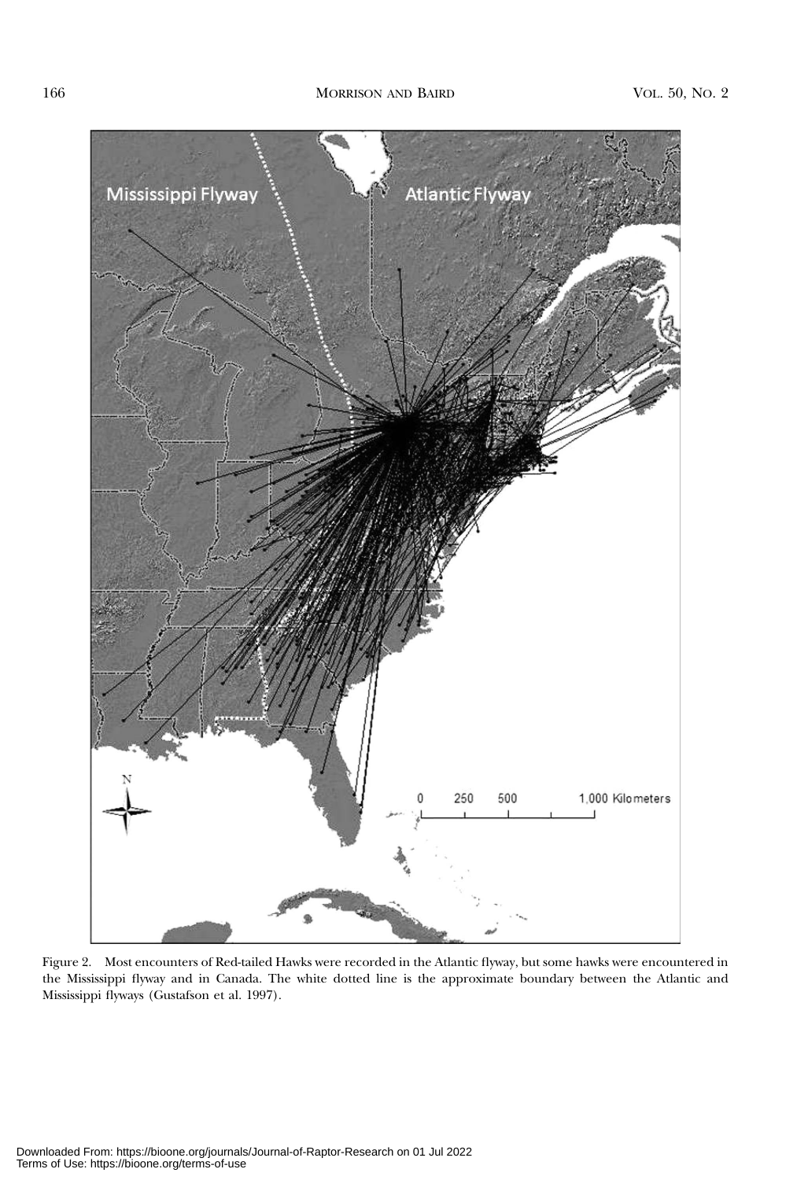Figure 2. Most encounters of Red-tailed Hawks were recorded in the Atlantic flyway, but some hawks were encountered in the Mississippi flyway and in Canada. The white dotted line is the approximate boundary between the Atlantic and Mississippi flyways (Gustafson et al. 1997).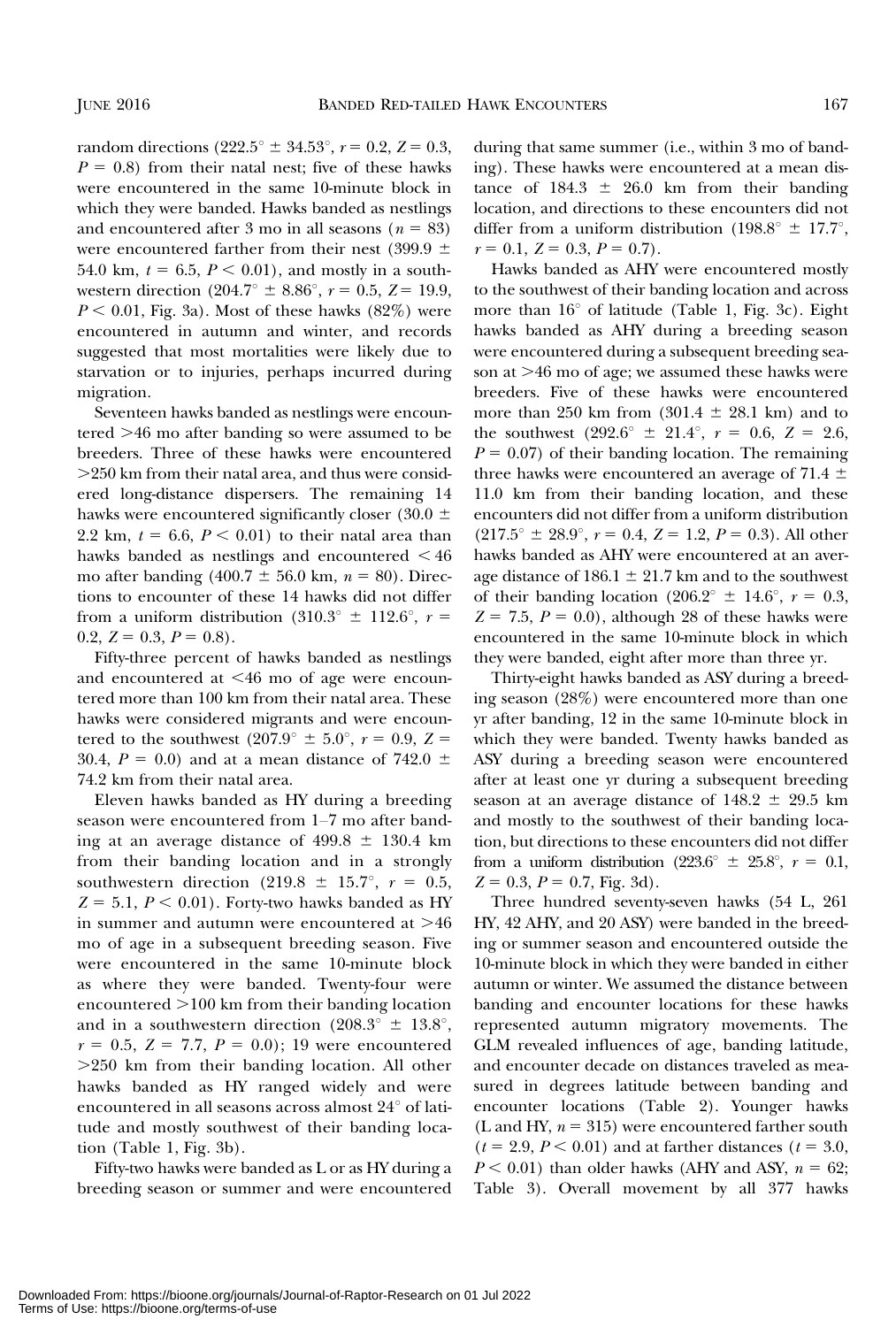random directions ($222.5° \pm 34.53°$, $r = 0.2$, $Z = 0.3$, $P = 0.8$) from their natal nest; five of these hawks were encountered in the same 10-minute block in which they were banded. Hawks banded as nestlings and encountered after 3 mo in all seasons ($n = 83$) were encountered farther from their nest ($399.9 \pm 54.0$ km, $t = 6.5$, $P < 0.01$), and mostly in a southwestern direction ($204.7° \pm 8.86°$, $r = 0.5$, $Z = 19.9$, $P < 0.01$, Fig. 3a). Most of these hawks (82%) were encountered in autumn and winter, and records suggested that most mortalities were likely due to starvation or to injuries, perhaps incurred during migration.

Seventeen hawks banded as nestlings were encountered >46 mo after banding so were assumed to be breeders. Three of these hawks were encountered >250 km from their natal area, and thus were considered long-distance dispersers. The remaining 14 hawks were encountered significantly closer ($30.0 \pm 2.2$ km, $t = 6.6$, $P < 0.01$) to their natal area than hawks banded as nestlings and encountered < 46 mo after banding ($400.7 \pm 56.0$ km, $n = 80$). Directions to encounter of these 14 hawks did not differ from a uniform distribution ($310.3° \pm 112.6°$, $r = 0.2$, $Z = 0.3$, $P = 0.8$).

Fifty-three percent of hawks banded as nestlings and encountered at <46 mo of age were encountered more than 100 km from their natal area. These hawks were considered migrants and were encountered to the southwest ($207.9° \pm 5.0°$, $r = 0.9$, $Z = 30.4$, $P = 0.0$) and at a mean distance of $742.0 \pm 74.2$ km from their natal area.

Eleven hawks banded as HY during a breeding season were encountered from 1–7 mo after banding at an average distance of $499.8 \pm 130.4$ km from their banding location and in a strongly southwestern direction ($219.8 \pm 15.7°$, $r = 0.5$, $Z = 5.1$, $P < 0.01$). Forty-two hawks banded as HY in summer and autumn were encountered at >46 mo of age in a subsequent breeding season. Five were encountered in the same 10-minute block as where they were banded. Twenty-four were encountered >100 km from their banding location and in a southwestern direction ($208.3° \pm 13.8°$, $r = 0.5$, $Z = 7.7$, $P = 0.0$); 19 were encountered >250 km from their banding location. All other hawks banded as HY ranged widely and were encountered in all seasons across almost 24° of latitude and mostly southwest of their banding location (Table 1, Fig. 3b).

Fifty-two hawks were banded as L or as HY during a breeding season or summer and were encountered during that same summer (i.e., within 3 mo of banding). These hawks were encountered at a mean distance of $184.3 \pm 26.0$ km from their banding location, and directions to these encounters did not differ from a uniform distribution ($198.8° \pm 17.7°$, $r = 0.1$, $Z = 0.3$, $P = 0.7$).

Hawks banded as AHY were encountered mostly to the southwest of their banding location and across more than 16° of latitude (Table 1, Fig. 3c). Eight hawks banded as AHY during a breeding season were encountered during a subsequent breeding season at >46 mo of age; we assumed these hawks were breeders. Five of these hawks were encountered more than 250 km from ($301.4 \pm 28.1$ km) and to the southwest ($292.6° \pm 21.4°$, $r = 0.6$, $Z = 2.6$, $P = 0.07$) of their banding location. The remaining three hawks were encountered an average of $71.4 \pm 11.0$ km from their banding location, and these encounters did not differ from a uniform distribution ($217.5° \pm 28.9°$, $r = 0.4$, $Z = 1.2$, $P = 0.3$). All other hawks banded as AHY were encountered at an average distance of $186.1 \pm 21.7$ km and to the southwest of their banding location ($206.2° \pm 14.6°$, $r = 0.3$, $Z = 7.5$, $P = 0.0$), although 28 of these hawks were encountered in the same 10-minute block in which they were banded, eight after more than three yr.

Thirty-eight hawks banded as ASY during a breeding season (28%) were encountered more than one yr after banding, 12 in the same 10-minute block in which they were banded. Twenty hawks banded as ASY during a breeding season were encountered after at least one yr during a subsequent breeding season at an average distance of $148.2 \pm 29.5$ km and mostly to the southwest of their banding location, but directions to these encounters did not differ from a uniform distribution ($223.6° \pm 25.8°$, $r = 0.1$, $Z = 0.3$, $P = 0.7$, Fig. 3d).

Three hundred seventy-seven hawks (54 L, 261 HY, 42 AHY, and 20 ASY) were banded in the breeding or summer season and encountered outside the 10-minute block in which they were banded in either autumn or winter. We assumed the distance between banding and encounter locations for these hawks represented autumn migratory movements. The GLM revealed influences of age, banding latitude, and encounter decade on distances traveled as measured in degrees latitude between banding and encounter locations (Table 2). Younger hawks (L and HY, $n = 315$) were encountered farther south ($t = 2.9$, $P < 0.01$) and at farther distances ($t = 3.0$, $P < 0.01$) than older hawks (AHY and ASY, $n = 62$; Table 3). Overall movement by all 377 hawks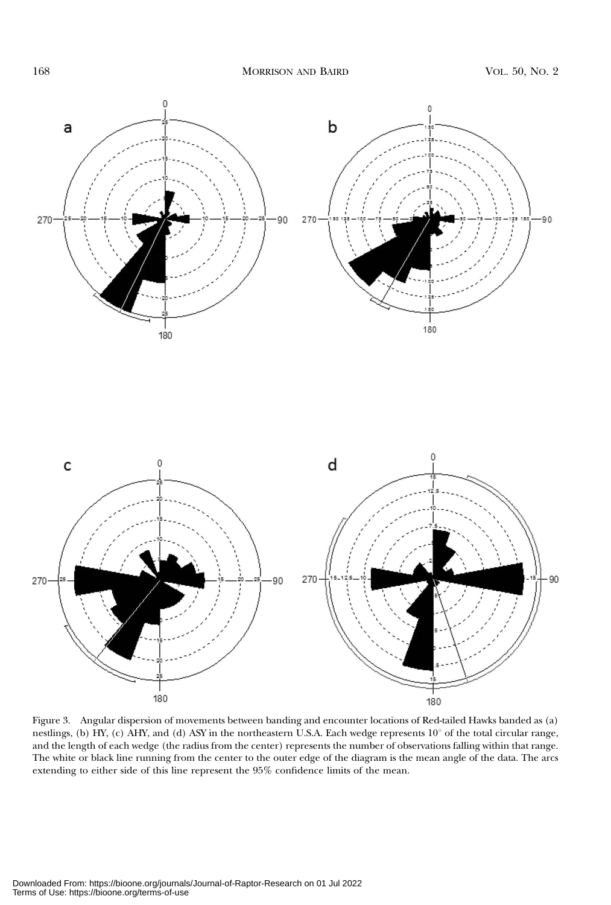Figure 3. Angular dispersion of movements between banding and encounter locations of Red-tailed Hawks banded as (a) nestlings, (b) HY, (c) AHY, and (d) ASY in the northeastern U.S.A. Each wedge represents 10° of the total circular range, and the length of each wedge (the radius from the center) represents the number of observations falling within that range. The white or black line running from the center to the outer edge of the diagram is the mean angle of the data. The arcs extending to either side of this line represent the 95% confidence limits of the mean.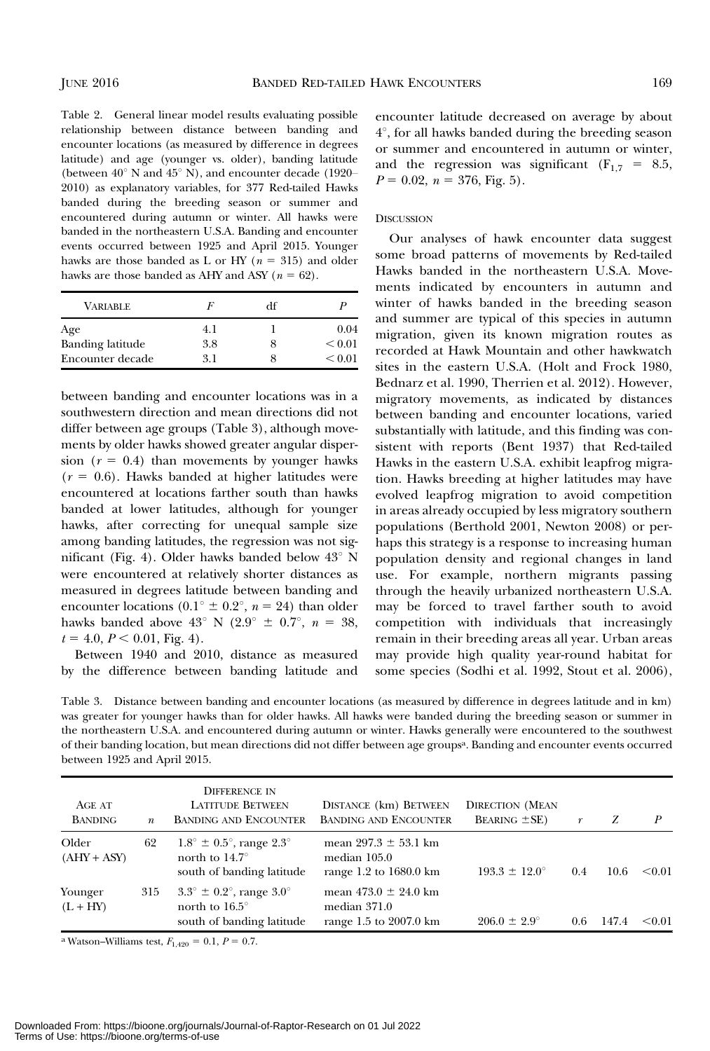Table 2. General linear model results evaluating possible relationship between distance between banding and encounter locations (as measured by difference in degrees latitude) and age (younger vs. older), banding latitude (between 40° N and 45° N), and encounter decade (1920–2010) as explanatory variables, for 377 Red-tailed Hawks banded during the breeding season or summer and encountered during autumn or winter. All hawks were banded in the northeastern U.S.A. Banding and encounter events occurred between 1925 and April 2015. Younger hawks are those banded as L or HY ($n = 315$) and older hawks are those banded as AHY and ASY ($n = 62$).

| Variable | $F$ | df | $P$ |
|---|---|---|---|
| Age | 4.1 | 1 | 0.04 |
| Banding latitude | 3.8 | 8 | < 0.01 |
| Encounter decade | 3.1 | 8 | < 0.01 |

between banding and encounter locations was in a southwestern direction and mean directions did not differ between age groups (Table 3), although movements by older hawks showed greater angular dispersion ($r = 0.4$) than movements by younger hawks ($r = 0.6$). Hawks banded at higher latitudes were encountered at locations farther south than hawks banded at lower latitudes, although for younger hawks, after correcting for unequal sample size among banding latitudes, the regression was not significant (Fig. 4). Older hawks banded below 43° N were encountered at relatively shorter distances as measured in degrees latitude between banding and encounter locations (0.1° ± 0.2°, $n = 24$) than older hawks banded above 43° N (2.9° ± 0.7°, $n = 38$, $t = 4.0$, $P < 0.01$, Fig. 4).

Between 1940 and 2010, distance as measured by the difference between banding latitude and encounter latitude decreased on average by about 4°, for all hawks banded during the breeding season or summer and encountered in autumn or winter, and the regression was significant ($F_{1,7} = 8.5$, $P = 0.02$, $n = 376$, Fig. 5).

## Discussion

Our analyses of hawk encounter data suggest some broad patterns of movements by Red-tailed Hawks banded in the northeastern U.S.A. Movements indicated by encounters in autumn and winter of hawks banded in the breeding season and summer are typical of this species in autumn migration, given its known migration routes as recorded at Hawk Mountain and other hawkwatch sites in the eastern U.S.A. (Holt and Frock 1980, Bednarz et al. 1990, Therrien et al. 2012). However, migratory movements, as indicated by distances between banding and encounter locations, varied substantially with latitude, and this finding was consistent with reports (Bent 1937) that Red-tailed Hawks in the eastern U.S.A. exhibit leapfrog migration. Hawks breeding at higher latitudes may have evolved leapfrog migration to avoid competition in areas already occupied by less migratory southern populations (Berthold 2001, Newton 2008) or perhaps this strategy is a response to increasing human population density and regional changes in land use. For example, northern migrants passing through the heavily urbanized northeastern U.S.A. may be forced to travel farther south to avoid competition with individuals that increasingly remain in their breeding areas all year. Urban areas may provide high quality year-round habitat for some species (Sodhi et al. 1992, Stout et al. 2006),

Table 3. Distance between banding and encounter locations (as measured by difference in degrees latitude and in km) was greater for younger hawks than for older hawks. All hawks were banded during the breeding season or summer in the northeastern U.S.A. and encountered during autumn or winter. Hawks generally were encountered to the southwest of their banding location, but mean directions did not differ between age groups[a]. Banding and encounter events occurred between 1925 and April 2015.

| Age at Banding | $n$ | Difference in Latitude Between Banding and Encounter | Distance (km) Between Banding and Encounter | Direction (Mean Bearing ±SE) | $r$ | $Z$ | $P$ |
|---|---|---|---|---|---|---|---|
| Older (AHY + ASY) | 62 | 1.8° ± 0.5°, range 2.3° north to 14.7° south of banding latitude | mean 297.3 ± 53.1 km median 105.0 range 1.2 to 1680.0 km | 193.3 ± 12.0° | 0.4 | 10.6 | <0.01 |
| Younger (L + HY) | 315 | 3.3° ± 0.2°, range 3.0° north to 16.5° south of banding latitude | mean 473.0 ± 24.0 km median 371.0 range 1.5 to 2007.0 km | 206.0 ± 2.9° | 0.6 | 147.4 | <0.01 |

[a] Watson–Williams test, $F_{1,420} = 0.1$, $P = 0.7$.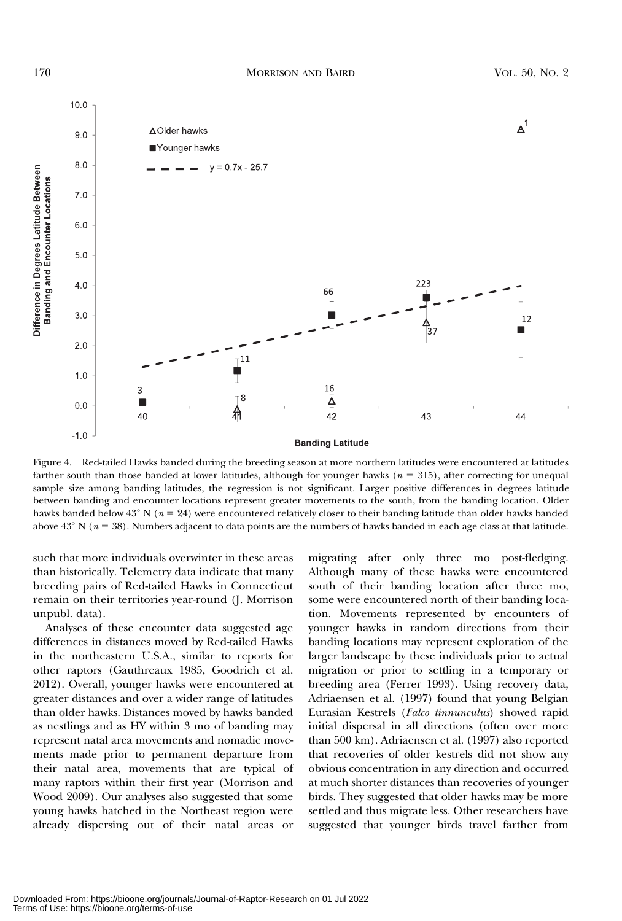Figure 4. Red-tailed Hawks banded during the breeding season at more northern latitudes were encountered at latitudes farther south than those banded at lower latitudes, although for younger hawks ($n$ = 315), after correcting for unequal sample size among banding latitudes, the regression is not significant. Larger positive differences in degrees latitude between banding and encounter locations represent greater movements to the south, from the banding location. Older hawks banded below 43° N ($n$ = 24) were encountered relatively closer to their banding latitude than older hawks banded above 43° N ($n$ = 38). Numbers adjacent to data points are the numbers of hawks banded in each age class at that latitude.

such that more individuals overwinter in these areas than historically. Telemetry data indicate that many breeding pairs of Red-tailed Hawks in Connecticut remain on their territories year-round (J. Morrison unpubl. data).

Analyses of these encounter data suggested age differences in distances moved by Red-tailed Hawks in the northeastern U.S.A., similar to reports for other raptors (Gauthreaux 1985, Goodrich et al. 2012). Overall, younger hawks were encountered at greater distances and over a wider range of latitudes than older hawks. Distances moved by hawks banded as nestlings and as HY within 3 mo of banding may represent natal area movements and nomadic movements made prior to permanent departure from their natal area, movements that are typical of many raptors within their first year (Morrison and Wood 2009). Our analyses also suggested that some young hawks hatched in the Northeast region were already dispersing out of their natal areas or migrating after only three mo post-fledging. Although many of these hawks were encountered south of their banding location after three mo, some were encountered north of their banding location. Movements represented by encounters of younger hawks in random directions from their banding locations may represent exploration of the larger landscape by these individuals prior to actual migration or prior to settling in a temporary or breeding area (Ferrer 1993). Using recovery data, Adriaensen et al. (1997) found that young Belgian Eurasian Kestrels (*Falco tinnunculus*) showed rapid initial dispersal in all directions (often over more than 500 km). Adriaensen et al. (1997) also reported that recoveries of older kestrels did not show any obvious concentration in any direction and occurred at much shorter distances than recoveries of younger birds. They suggested that older hawks may be more settled and thus migrate less. Other researchers have suggested that younger birds travel farther from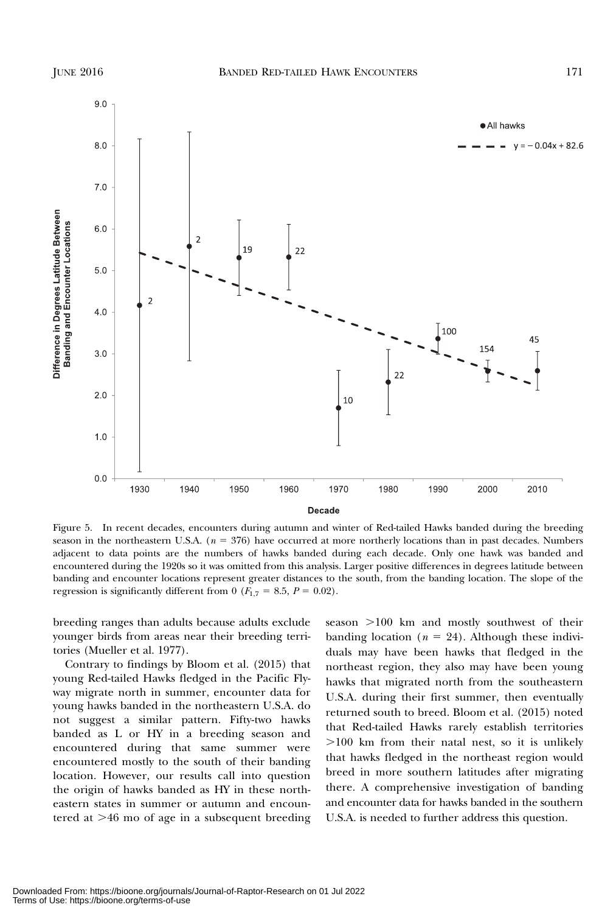Figure 5. In recent decades, encounters during autumn and winter of Red-tailed Hawks banded during the breeding season in the northeastern U.S.A. ($n = 376$) have occurred at more northerly locations than in past decades. Numbers adjacent to data points are the numbers of hawks banded during each decade. Only one hawk was banded and encountered during the 1920s so it was omitted from this analysis. Larger positive differences in degrees latitude between banding and encounter locations represent greater distances to the south, from the banding location. The slope of the regression is significantly different from 0 ($F_{1,7} = 8.5$, $P = 0.02$).

breeding ranges than adults because adults exclude younger birds from areas near their breeding territories (Mueller et al. 1977).

Contrary to findings by Bloom et al. (2015) that young Red-tailed Hawks fledged in the Pacific Flyway migrate north in summer, encounter data for young hawks banded in the northeastern U.S.A. do not suggest a similar pattern. Fifty-two hawks banded as L or HY in a breeding season and encountered during that same summer were encountered mostly to the south of their banding location. However, our results call into question the origin of hawks banded as HY in these northeastern states in summer or autumn and encountered at >46 mo of age in a subsequent breeding season >100 km and mostly southwest of their banding location ($n = 24$). Although these individuals may have been hawks that fledged in the northeast region, they also may have been young hawks that migrated north from the southeastern U.S.A. during their first summer, then eventually returned south to breed. Bloom et al. (2015) noted that Red-tailed Hawks rarely establish territories >100 km from their natal nest, so it is unlikely that hawks fledged in the northeast region would breed in more southern latitudes after migrating there. A comprehensive investigation of banding and encounter data for hawks banded in the southern U.S.A. is needed to further address this question.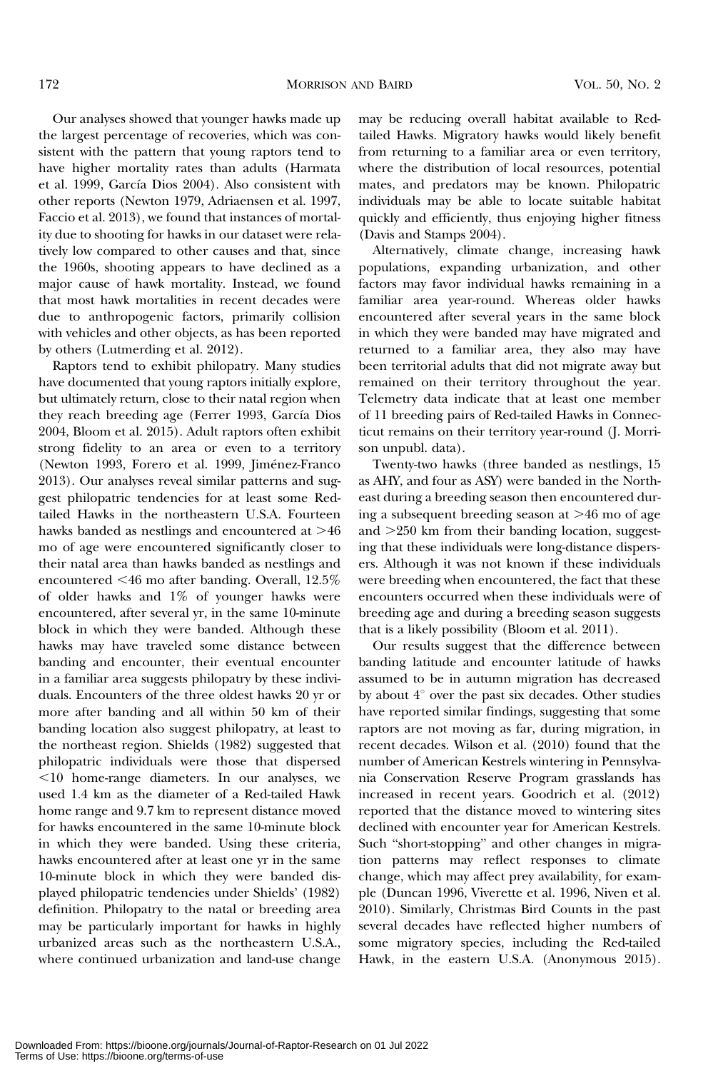Our analyses showed that younger hawks made up the largest percentage of recoveries, which was consistent with the pattern that young raptors tend to have higher mortality rates than adults (Harmata et al. 1999, García Dios 2004). Also consistent with other reports (Newton 1979, Adriaensen et al. 1997, Faccio et al. 2013), we found that instances of mortality due to shooting for hawks in our dataset were relatively low compared to other causes and that, since the 1960s, shooting appears to have declined as a major cause of hawk mortality. Instead, we found that most hawk mortalities in recent decades were due to anthropogenic factors, primarily collision with vehicles and other objects, as has been reported by others (Lutmerding et al. 2012).

Raptors tend to exhibit philopatry. Many studies have documented that young raptors initially explore, but ultimately return, close to their natal region when they reach breeding age (Ferrer 1993, García Dios 2004, Bloom et al. 2015). Adult raptors often exhibit strong fidelity to an area or even to a territory (Newton 1993, Forero et al. 1999, Jiménez-Franco 2013). Our analyses reveal similar patterns and suggest philopatric tendencies for at least some Red-tailed Hawks in the northeastern U.S.A. Fourteen hawks banded as nestlings and encountered at >46 mo of age were encountered significantly closer to their natal area than hawks banded as nestlings and encountered <46 mo after banding. Overall, 12.5% of older hawks and 1% of younger hawks were encountered, after several yr, in the same 10-minute block in which they were banded. Although these hawks may have traveled some distance between banding and encounter, their eventual encounter in a familiar area suggests philopatry by these individuals. Encounters of the three oldest hawks 20 yr or more after banding and all within 50 km of their banding location also suggest philopatry, at least to the northeast region. Shields (1982) suggested that philopatric individuals were those that dispersed <10 home-range diameters. In our analyses, we used 1.4 km as the diameter of a Red-tailed Hawk home range and 9.7 km to represent distance moved for hawks encountered in the same 10-minute block in which they were banded. Using these criteria, hawks encountered after at least one yr in the same 10-minute block in which they were banded displayed philopatric tendencies under Shields' (1982) definition. Philopatry to the natal or breeding area may be particularly important for hawks in highly urbanized areas such as the northeastern U.S.A., where continued urbanization and land-use change may be reducing overall habitat available to Red-tailed Hawks. Migratory hawks would likely benefit from returning to a familiar area or even territory, where the distribution of local resources, potential mates, and predators may be known. Philopatric individuals may be able to locate suitable habitat quickly and efficiently, thus enjoying higher fitness (Davis and Stamps 2004).

Alternatively, climate change, increasing hawk populations, expanding urbanization, and other factors may favor individual hawks remaining in a familiar area year-round. Whereas older hawks encountered after several years in the same block in which they were banded may have migrated and returned to a familiar area, they also may have been territorial adults that did not migrate away but remained on their territory throughout the year. Telemetry data indicate that at least one member of 11 breeding pairs of Red-tailed Hawks in Connecticut remains on their territory year-round (J. Morrison unpubl. data).

Twenty-two hawks (three banded as nestlings, 15 as AHY, and four as ASY) were banded in the Northeast during a breeding season then encountered during a subsequent breeding season at >46 mo of age and >250 km from their banding location, suggesting that these individuals were long-distance dispersers. Although it was not known if these individuals were breeding when encountered, the fact that these encounters occurred when these individuals were of breeding age and during a breeding season suggests that is a likely possibility (Bloom et al. 2011).

Our results suggest that the difference between banding latitude and encounter latitude of hawks assumed to be in autumn migration has decreased by about 4° over the past six decades. Other studies have reported similar findings, suggesting that some raptors are not moving as far, during migration, in recent decades. Wilson et al. (2010) found that the number of American Kestrels wintering in Pennsylvania Conservation Reserve Program grasslands has increased in recent years. Goodrich et al. (2012) reported that the distance moved to wintering sites declined with encounter year for American Kestrels. Such "short-stopping" and other changes in migration patterns may reflect responses to climate change, which may affect prey availability, for example (Duncan 1996, Viverette et al. 1996, Niven et al. 2010). Similarly, Christmas Bird Counts in the past several decades have reflected higher numbers of some migratory species, including the Red-tailed Hawk, in the eastern U.S.A. (Anonymous 2015).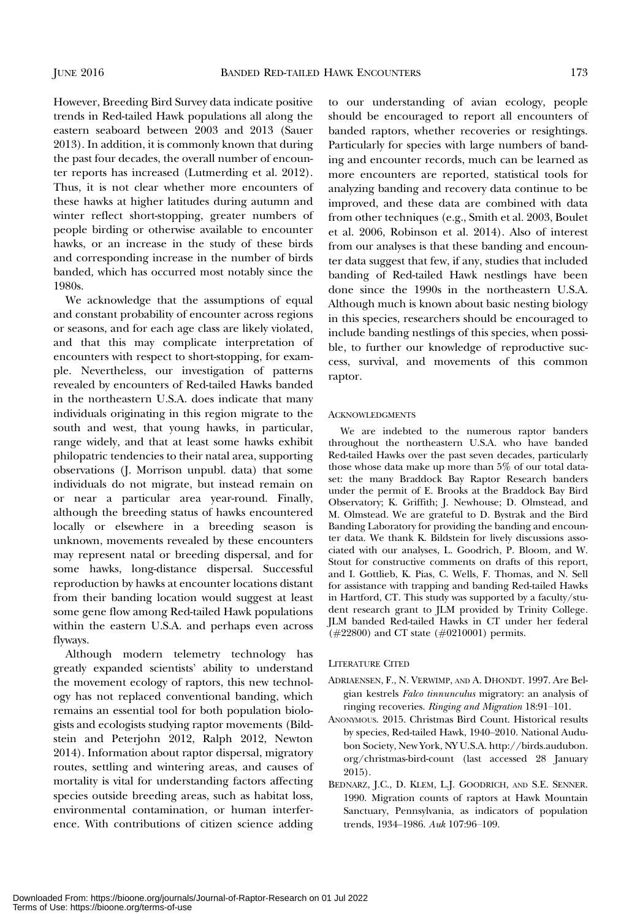However, Breeding Bird Survey data indicate positive trends in Red-tailed Hawk populations all along the eastern seaboard between 2003 and 2013 (Sauer 2013). In addition, it is commonly known that during the past four decades, the overall number of encounter reports has increased (Lutmerding et al. 2012). Thus, it is not clear whether more encounters of these hawks at higher latitudes during autumn and winter reflect short-stopping, greater numbers of people birding or otherwise available to encounter hawks, or an increase in the study of these birds and corresponding increase in the number of birds banded, which has occurred most notably since the 1980s.

We acknowledge that the assumptions of equal and constant probability of encounter across regions or seasons, and for each age class are likely violated, and that this may complicate interpretation of encounters with respect to short-stopping, for example. Nevertheless, our investigation of patterns revealed by encounters of Red-tailed Hawks banded in the northeastern U.S.A. does indicate that many individuals originating in this region migrate to the south and west, that young hawks, in particular, range widely, and that at least some hawks exhibit philopatric tendencies to their natal area, supporting observations (J. Morrison unpubl. data) that some individuals do not migrate, but instead remain on or near a particular area year-round. Finally, although the breeding status of hawks encountered locally or elsewhere in a breeding season is unknown, movements revealed by these encounters may represent natal or breeding dispersal, and for some hawks, long-distance dispersal. Successful reproduction by hawks at encounter locations distant from their banding location would suggest at least some gene flow among Red-tailed Hawk populations within the eastern U.S.A. and perhaps even across flyways.

Although modern telemetry technology has greatly expanded scientists' ability to understand the movement ecology of raptors, this new technology has not replaced conventional banding, which remains an essential tool for both population biologists and ecologists studying raptor movements (Bildstein and Peterjohn 2012, Ralph 2012, Newton 2014). Information about raptor dispersal, migratory routes, settling and wintering areas, and causes of mortality is vital for understanding factors affecting species outside breeding areas, such as habitat loss, environmental contamination, or human interference. With contributions of citizen science adding to our understanding of avian ecology, people should be encouraged to report all encounters of banded raptors, whether recoveries or resightings. Particularly for species with large numbers of banding and encounter records, much can be learned as more encounters are reported, statistical tools for analyzing banding and recovery data continue to be improved, and these data are combined with data from other techniques (e.g., Smith et al. 2003, Boulet et al. 2006, Robinson et al. 2014). Also of interest from our analyses is that these banding and encounter data suggest that few, if any, studies that included banding of Red-tailed Hawk nestlings have been done since the 1990s in the northeastern U.S.A. Although much is known about basic nesting biology in this species, researchers should be encouraged to include banding nestlings of this species, when possible, to further our knowledge of reproductive success, survival, and movements of this common raptor.

## Acknowledgments

We are indebted to the numerous raptor banders throughout the northeastern U.S.A. who have banded Red-tailed Hawks over the past seven decades, particularly those whose data make up more than 5% of our total dataset: the many Braddock Bay Raptor Research banders under the permit of E. Brooks at the Braddock Bay Bird Observatory; K. Griffith; J. Newhouse; D. Olmstead, and M. Olmstead. We are grateful to D. Bystrak and the Bird Banding Laboratory for providing the banding and encounter data. We thank K. Bildstein for lively discussions associated with our analyses, L. Goodrich, P. Bloom, and W. Stout for constructive comments on drafts of this report, and I. Gottlieb, K. Pias, C. Wells, F. Thomas, and N. Sell for assistance with trapping and banding Red-tailed Hawks in Hartford, CT. This study was supported by a faculty/student research grant to JLM provided by Trinity College. JLM banded Red-tailed Hawks in CT under her federal (#22800) and CT state (#0210001) permits.

## Literature Cited

Adriaensen, F., N. Verwimp, and A. Dhondt. 1997. Are Belgian kestrels *Falco tinnunculus* migratory: an analysis of ringing recoveries. *Ringing and Migration* 18:91–101.

Anonymous. 2015. Christmas Bird Count. Historical results by species, Red-tailed Hawk, 1940–2010. National Audubon Society, New York, NY U.S.A. http://birds.audubon.org/christmas-bird-count (last accessed 28 January 2015).

Bednarz, J.C., D. Klem, L.J. Goodrich, and S.E. Senner. 1990. Migration counts of raptors at Hawk Mountain Sanctuary, Pennsylvania, as indicators of population trends, 1934–1986. *Auk* 107:96–109.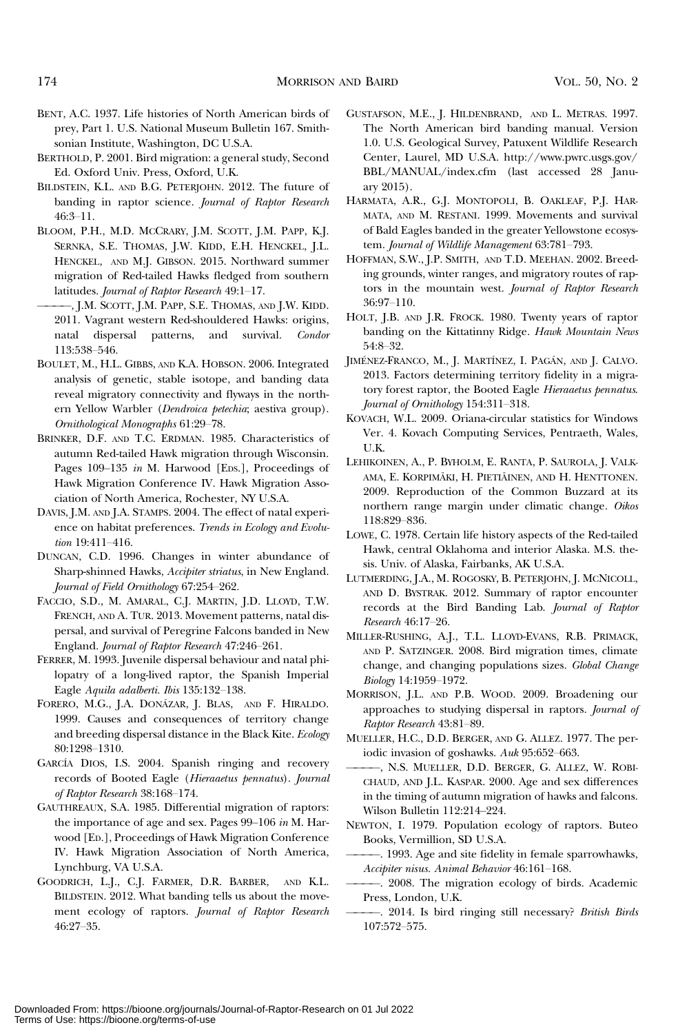BENT, A.C. 1937. Life histories of North American birds of prey, Part 1. U.S. National Museum Bulletin 167. Smithsonian Institute, Washington, DC U.S.A.

BERTHOLD, P. 2001. Bird migration: a general study, Second Ed. Oxford Univ. Press, Oxford, U.K.

BILDSTEIN, K.L. AND B.G. PETERJOHN. 2012. The future of banding in raptor science. *Journal of Raptor Research* 46:3–11.

BLOOM, P.H., M.D. MCCRARY, J.M. SCOTT, J.M. PAPP, K.J. SERNKA, S.E. THOMAS, J.W. KIDD, E.H. HENCKEL, J.L. HENCKEL, AND M.J. GIBSON. 2015. Northward summer migration of Red-tailed Hawks fledged from southern latitudes. *Journal of Raptor Research* 49:1–17.

———, J.M. SCOTT, J.M. PAPP, S.E. THOMAS, AND J.W. KIDD. 2011. Vagrant western Red-shouldered Hawks: origins, natal dispersal patterns, and survival. *Condor* 113:538–546.

BOULET, M., H.L. GIBBS, AND K.A. HOBSON. 2006. Integrated analysis of genetic, stable isotope, and banding data reveal migratory connectivity and flyways in the northern Yellow Warbler (*Dendroica petechia*; aestiva group). *Ornithological Monographs* 61:29–78.

BRINKER, D.F. AND T.C. ERDMAN. 1985. Characteristics of autumn Red-tailed Hawk migration through Wisconsin. Pages 109–135 *in* M. Harwood [EDS.], Proceedings of Hawk Migration Conference IV. Hawk Migration Association of North America, Rochester, NY U.S.A.

DAVIS, J.M. AND J.A. STAMPS. 2004. The effect of natal experience on habitat preferences. *Trends in Ecology and Evolution* 19:411–416.

DUNCAN, C.D. 1996. Changes in winter abundance of Sharp-shinned Hawks, *Accipiter striatus*, in New England. *Journal of Field Ornithology* 67:254–262.

FACCIO, S.D., M. AMARAL, C.J. MARTIN, J.D. LLOYD, T.W. FRENCH, AND A. TUR. 2013. Movement patterns, natal dispersal, and survival of Peregrine Falcons banded in New England. *Journal of Raptor Research* 47:246–261.

FERRER, M. 1993. Juvenile dispersal behaviour and natal philopatry of a long-lived raptor, the Spanish Imperial Eagle *Aquila adalberti*. *Ibis* 135:132–138.

FORERO, M.G., J.A. DONÁZAR, J. BLAS, AND F. HIRALDO. 1999. Causes and consequences of territory change and breeding dispersal distance in the Black Kite. *Ecology* 80:1298–1310.

GARCÍA DIOS, I.S. 2004. Spanish ringing and recovery records of Booted Eagle (*Hieraaetus pennatus*). *Journal of Raptor Research* 38:168–174.

GAUTHREAUX, S.A. 1985. Differential migration of raptors: the importance of age and sex. Pages 99–106 *in* M. Harwood [ED.], Proceedings of Hawk Migration Conference IV. Hawk Migration Association of North America, Lynchburg, VA U.S.A.

GOODRICH, L.J., C.J. FARMER, D.R. BARBER, AND K.L. BILDSTEIN. 2012. What banding tells us about the movement ecology of raptors. *Journal of Raptor Research* 46:27–35.

GUSTAFSON, M.E., J. HILDENBRAND, AND L. METRAS. 1997. The North American bird banding manual. Version 1.0. U.S. Geological Survey, Patuxent Wildlife Research Center, Laurel, MD U.S.A. http://www.pwrc.usgs.gov/BBL/MANUAL/index.cfm (last accessed 28 January 2015).

HARMATA, A.R., G.J. MONTOPOLI, B. OAKLEAF, P.J. HARMATA, AND M. RESTANI. 1999. Movements and survival of Bald Eagles banded in the greater Yellowstone ecosystem. *Journal of Wildlife Management* 63:781–793.

HOFFMAN, S.W., J.P. SMITH, AND T.D. MEEHAN. 2002. Breeding grounds, winter ranges, and migratory routes of raptors in the mountain west. *Journal of Raptor Research* 36:97–110.

HOLT, J.B. AND J.R. FROCK. 1980. Twenty years of raptor banding on the Kittatinny Ridge. *Hawk Mountain News* 54:8–32.

JIMÉNEZ-FRANCO, M., J. MARTÍNEZ, I. PAGÁN, AND J. CALVO. 2013. Factors determining territory fidelity in a migratory forest raptor, the Booted Eagle *Hieraaetus pennatus*. *Journal of Ornithology* 154:311–318.

KOVACH, W.L. 2009. Oriana-circular statistics for Windows Ver. 4. Kovach Computing Services, Pentraeth, Wales, U.K.

LEHIKOINEN, A., P. BYHOLM, E. RANTA, P. SAUROLA, J. VALKAMA, E. KORPIMÄKI, H. PIETIÄINEN, AND H. HENTTONEN. 2009. Reproduction of the Common Buzzard at its northern range margin under climatic change. *Oikos* 118:829–836.

LOWE, C. 1978. Certain life history aspects of the Red-tailed Hawk, central Oklahoma and interior Alaska. M.S. thesis. Univ. of Alaska, Fairbanks, AK U.S.A.

LUTMERDING, J.A., M. ROGOSKY, B. PETERJOHN, J. MCNICOLL, AND D. BYSTRAK. 2012. Summary of raptor encounter records at the Bird Banding Lab. *Journal of Raptor Research* 46:17–26.

MILLER-RUSHING, A.J., T.L. LLOYD-EVANS, R.B. PRIMACK, AND P. SATZINGER. 2008. Bird migration times, climate change, and changing populations sizes. *Global Change Biology* 14:1959–1972.

MORRISON, J.L. AND P.B. WOOD. 2009. Broadening our approaches to studying dispersal in raptors. *Journal of Raptor Research* 43:81–89.

MUELLER, H.C., D.D. BERGER, AND G. ALLEZ. 1977. The periodic invasion of goshawks. *Auk* 95:652–663.

———, N.S. MUELLER, D.D. BERGER, G. ALLEZ, W. ROBICHAUD, AND J.L. KASPAR. 2000. Age and sex differences in the timing of autumn migration of hawks and falcons. Wilson Bulletin 112:214–224.

NEWTON, I. 1979. Population ecology of raptors. Buteo Books, Vermillion, SD U.S.A.

———. 1993. Age and site fidelity in female sparrowhawks, *Accipiter nisus*. *Animal Behavior* 46:161–168.

———. 2008. The migration ecology of birds. Academic Press, London, U.K.

———. 2014. Is bird ringing still necessary? *British Birds* 107:572–575.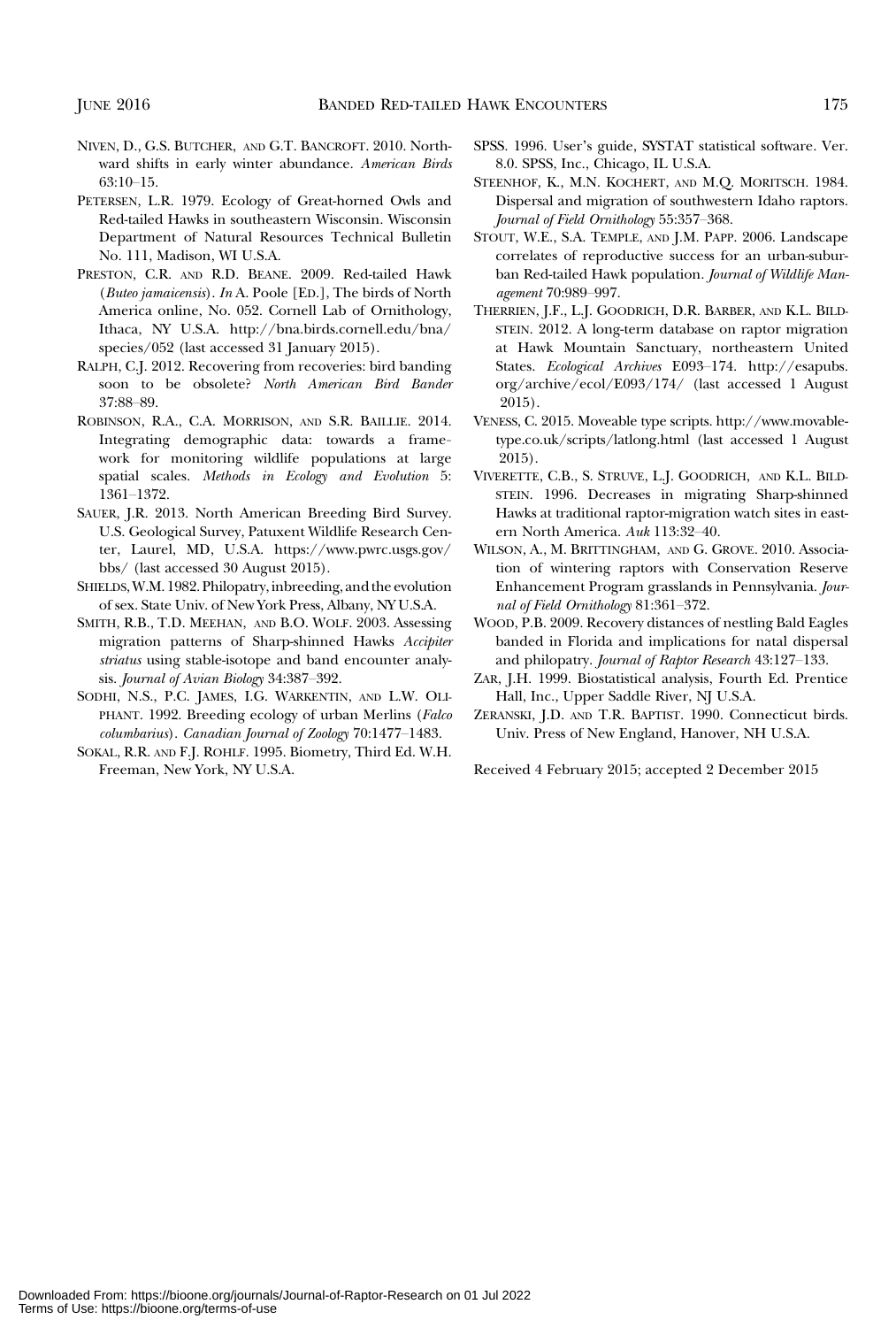NIVEN, D., G.S. BUTCHER, AND G.T. BANCROFT. 2010. Northward shifts in early winter abundance. *American Birds* 63:10–15.

PETERSEN, L.R. 1979. Ecology of Great-horned Owls and Red-tailed Hawks in southeastern Wisconsin. Wisconsin Department of Natural Resources Technical Bulletin No. 111, Madison, WI U.S.A.

PRESTON, C.R. AND R.D. BEANE. 2009. Red-tailed Hawk (*Buteo jamaicensis*). *In* A. Poole [ED.], The birds of North America online, No. 052. Cornell Lab of Ornithology, Ithaca, NY U.S.A. http://bna.birds.cornell.edu/bna/species/052 (last accessed 31 January 2015).

RALPH, C.J. 2012. Recovering from recoveries: bird banding soon to be obsolete? *North American Bird Bander* 37:88–89.

ROBINSON, R.A., C.A. MORRISON, AND S.R. BAILLIE. 2014. Integrating demographic data: towards a framework for monitoring wildlife populations at large spatial scales. *Methods in Ecology and Evolution* 5: 1361–1372.

SAUER, J.R. 2013. North American Breeding Bird Survey. U.S. Geological Survey, Patuxent Wildlife Research Center, Laurel, MD, U.S.A. https://www.pwrc.usgs.gov/bbs/ (last accessed 30 August 2015).

SHIELDS, W.M. 1982. Philopatry, inbreeding, and the evolution of sex. State Univ. of New York Press, Albany, NY U.S.A.

SMITH, R.B., T.D. MEEHAN, AND B.O. WOLF. 2003. Assessing migration patterns of Sharp-shinned Hawks *Accipiter striatus* using stable-isotope and band encounter analysis. *Journal of Avian Biology* 34:387–392.

SODHI, N.S., P.C. JAMES, I.G. WARKENTIN, AND L.W. OLIPHANT. 1992. Breeding ecology of urban Merlins (*Falco columbarius*). *Canadian Journal of Zoology* 70:1477–1483.

SOKAL, R.R. AND F.J. ROHLF. 1995. Biometry, Third Ed. W.H. Freeman, New York, NY U.S.A.

SPSS. 1996. User's guide, SYSTAT statistical software. Ver. 8.0. SPSS, Inc., Chicago, IL U.S.A.

STEENHOF, K., M.N. KOCHERT, AND M.Q. MORITSCH. 1984. Dispersal and migration of southwestern Idaho raptors. *Journal of Field Ornithology* 55:357–368.

STOUT, W.E., S.A. TEMPLE, AND J.M. PAPP. 2006. Landscape correlates of reproductive success for an urban-suburban Red-tailed Hawk population. *Journal of Wildlife Management* 70:989–997.

THERRIEN, J.F., L.J. GOODRICH, D.R. BARBER, AND K.L. BILDSTEIN. 2012. A long-term database on raptor migration at Hawk Mountain Sanctuary, northeastern United States. *Ecological Archives* E093–174. http://esapubs.org/archive/ecol/E093/174/ (last accessed 1 August 2015).

VENESS, C. 2015. Moveable type scripts. http://www.movable-type.co.uk/scripts/latlong.html (last accessed 1 August 2015).

VIVERETTE, C.B., S. STRUVE, L.J. GOODRICH, AND K.L. BILDSTEIN. 1996. Decreases in migrating Sharp-shinned Hawks at traditional raptor-migration watch sites in eastern North America. *Auk* 113:32–40.

WILSON, A., M. BRITTINGHAM, AND G. GROVE. 2010. Association of wintering raptors with Conservation Reserve Enhancement Program grasslands in Pennsylvania. *Journal of Field Ornithology* 81:361–372.

WOOD, P.B. 2009. Recovery distances of nestling Bald Eagles banded in Florida and implications for natal dispersal and philopatry. *Journal of Raptor Research* 43:127–133.

ZAR, J.H. 1999. Biostatistical analysis, Fourth Ed. Prentice Hall, Inc., Upper Saddle River, NJ U.S.A.

ZERANSKI, J.D. AND T.R. BAPTIST. 1990. Connecticut birds. Univ. Press of New England, Hanover, NH U.S.A.

Received 4 February 2015; accepted 2 December 2015